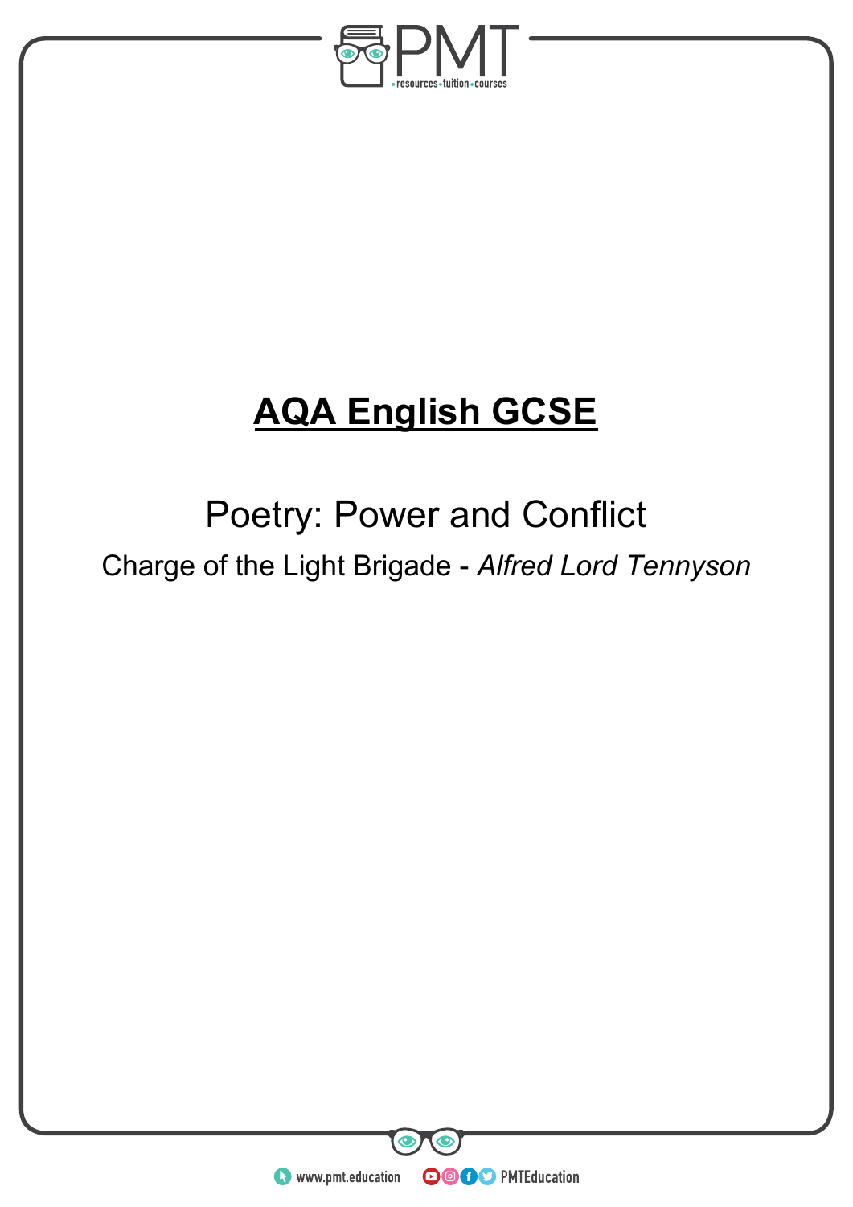# AQA English GCSE

## Poetry: Power and Conflict

Charge of the Light Brigade - *Alfred Lord Tennyson*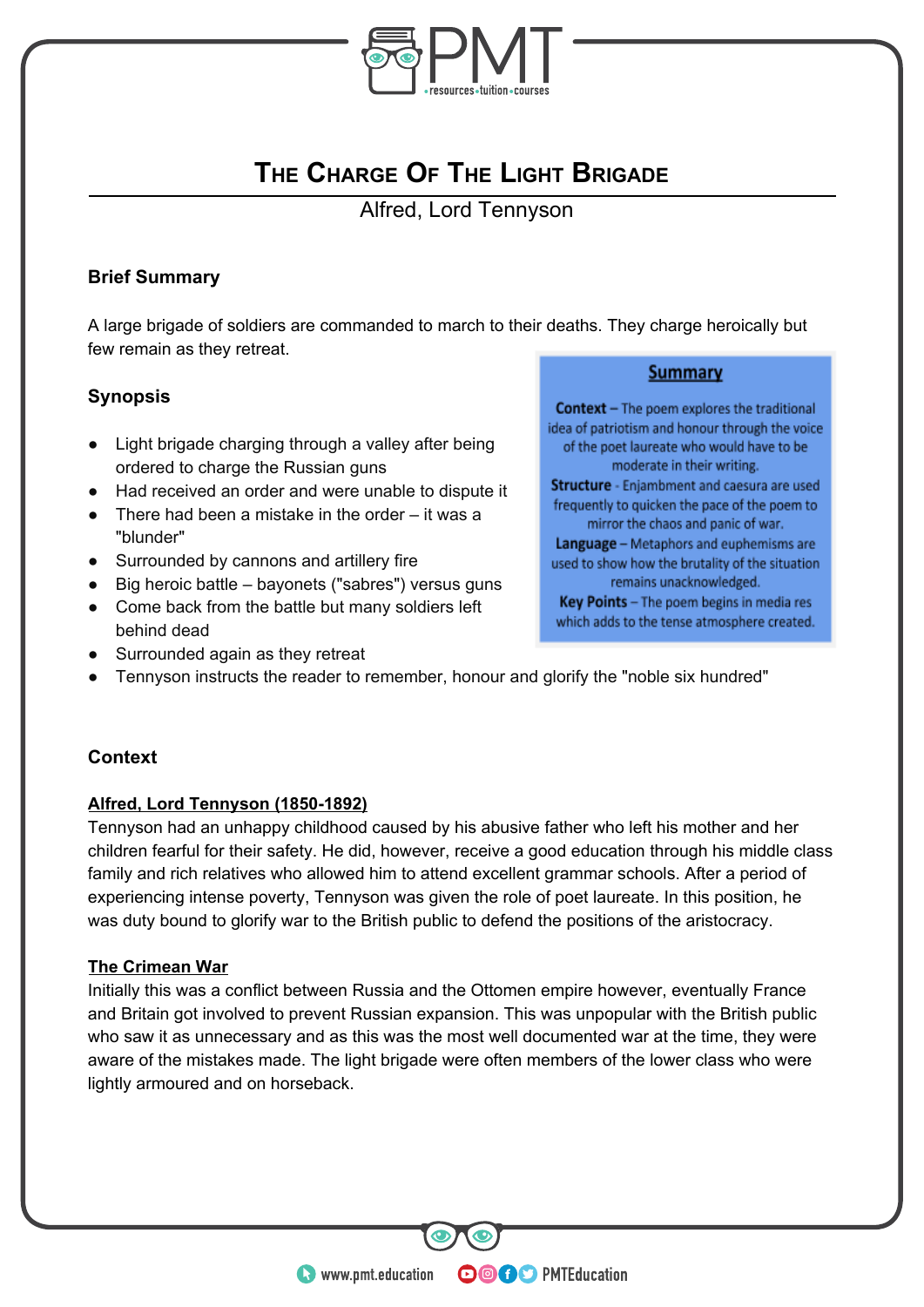# The Charge Of The Light Brigade

Alfred, Lord Tennyson

**Brief Summary**

A large brigade of soldiers are commanded to march to their deaths. They charge heroically but few remain as they retreat.

**Synopsis**

- Light brigade charging through a valley after being ordered to charge the Russian guns
- Had received an order and were unable to dispute it
- There had been a mistake in the order – it was a "blunder"
- Surrounded by cannons and artillery fire
- Big heroic battle – bayonets ("sabres") versus guns
- Come back from the battle but many soldiers left behind dead
- Surrounded again as they retreat
- Tennyson instructs the reader to remember, honour and glorify the "noble six hundred"

**Summary**

**Context** – The poem explores the traditional idea of patriotism and honour through the voice of the poet laureate who would have to be moderate in their writing.

**Structure** - Enjambment and caesura are used frequently to quicken the pace of the poem to mirror the chaos and panic of war.

**Language** – Metaphors and euphemisms are used to show how the brutality of the situation remains unacknowledged.

**Key Points** – The poem begins in media res which adds to the tense atmosphere created.

**Context**

**Alfred, Lord Tennyson (1850-1892)**

Tennyson had an unhappy childhood caused by his abusive father who left his mother and her children fearful for their safety. He did, however, receive a good education through his middle class family and rich relatives who allowed him to attend excellent grammar schools. After a period of experiencing intense poverty, Tennyson was given the role of poet laureate. In this position, he was duty bound to glorify war to the British public to defend the positions of the aristocracy.

**The Crimean War**

Initially this was a conflict between Russia and the Ottomen empire however, eventually France and Britain got involved to prevent Russian expansion. This was unpopular with the British public who saw it as unnecessary and as this was the most well documented war at the time, they were aware of the mistakes made. The light brigade were often members of the lower class who were lightly armoured and on horseback.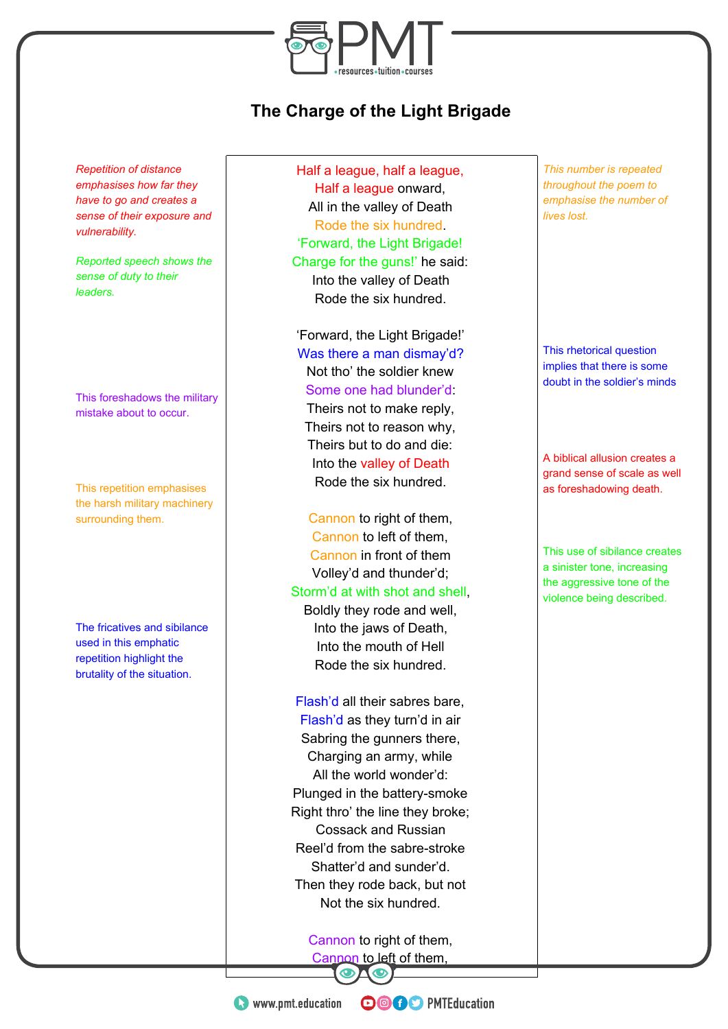# The Charge of the Light Brigade

*Repetition of distance emphasises how far they have to go and creates a sense of their exposure and vulnerability.*

*This number is repeated throughout the poem to emphasise the number of lives lost.*

*Reported speech shows the sense of duty to their leaders.*

Half a league, half a league,
Half a league onward,
All in the valley of Death
Rode the six hundred.
'Forward, the Light Brigade!
Charge for the guns!' he said:
Into the valley of Death
Rode the six hundred.

This rhetorical question implies that there is some doubt in the soldier's minds

This foreshadows the military mistake about to occur.

A biblical allusion creates a grand sense of scale as well as foreshadowing death.

'Forward, the Light Brigade!'
Was there a man dismay'd?
Not tho' the soldier knew
Some one had blunder'd:
Theirs not to make reply,
Theirs not to reason why,
Theirs but to do and die:
Into the valley of Death
Rode the six hundred.

This repetition emphasises the harsh military machinery surrounding them.

This use of sibilance creates a sinister tone, increasing the aggressive tone of the violence being described.

Cannon to right of them,
Cannon to left of them,
Cannon in front of them
Volley'd and thunder'd;
Storm'd at with shot and shell,
Boldly they rode and well,
Into the jaws of Death,
Into the mouth of Hell
Rode the six hundred.

The fricatives and sibilance used in this emphatic repetition highlight the brutality of the situation.

Flash'd all their sabres bare,
Flash'd as they turn'd in air
Sabring the gunners there,
Charging an army, while
All the world wonder'd:
Plunged in the battery-smoke
Right thro' the line they broke;
Cossack and Russian
Reel'd from the sabre-stroke
Shatter'd and sunder'd.
Then they rode back, but not
Not the six hundred.

Cannon to right of them,
Cannon to left of them,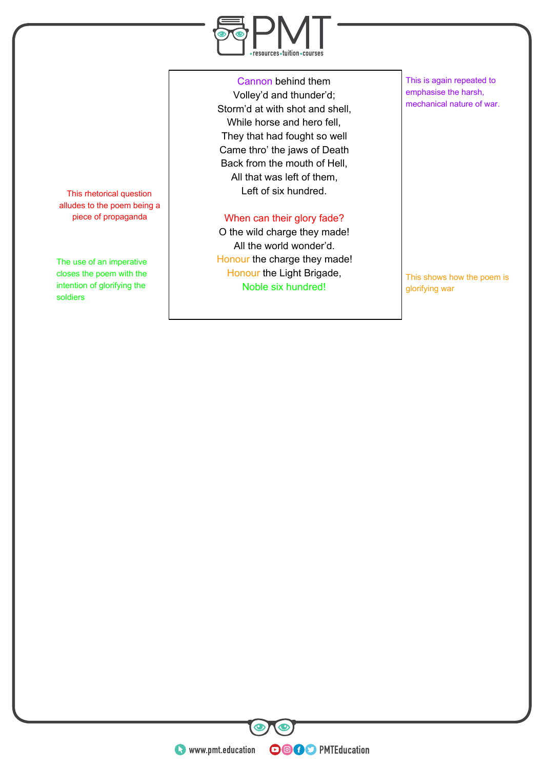Cannon behind them
Volley'd and thunder'd;
Storm'd at with shot and shell,
While horse and hero fell,
They that had fought so well
Came thro' the jaws of Death
Back from the mouth of Hell,
All that was left of them,
Left of six hundred.

When can their glory fade?
O the wild charge they made!
All the world wonder'd.
Honour the charge they made!
Honour the Light Brigade,
Noble six hundred!

This is again repeated to emphasise the harsh, mechanical nature of war.

This rhetorical question alludes to the poem being a piece of propaganda

The use of an imperative closes the poem with the intention of glorifying the soldiers

This shows how the poem is glorifying war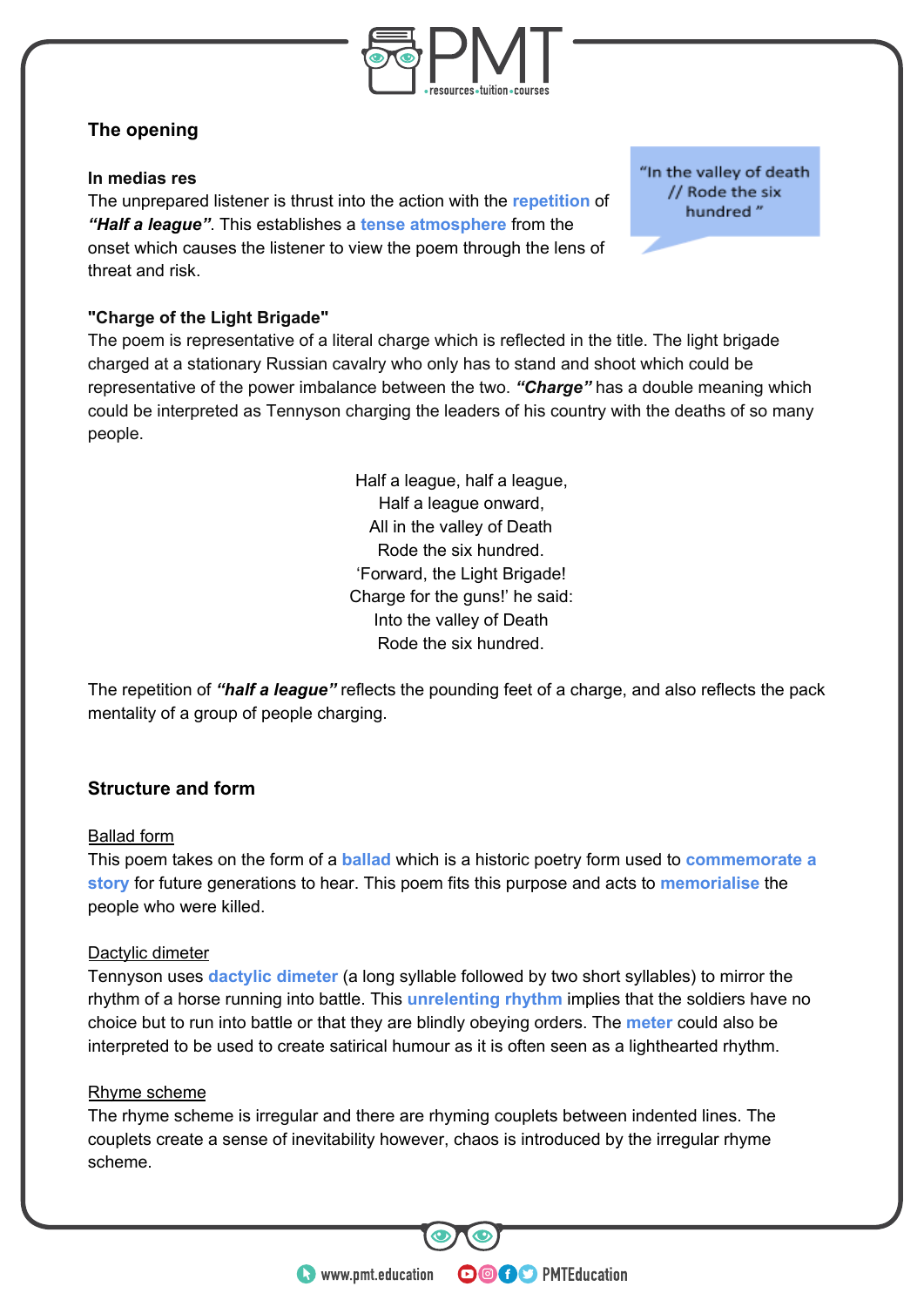## The opening

### In medias res

The unprepared listener is thrust into the action with the **repetition** of ***"Half a league"***. This establishes a **tense atmosphere** from the onset which causes the listener to view the poem through the lens of threat and risk.

> "In the valley of death // Rode the six hundred "

### "Charge of the Light Brigade"

The poem is representative of a literal charge which is reflected in the title. The light brigade charged at a stationary Russian cavalry who only has to stand and shoot which could be representative of the power imbalance between the two. ***"Charge"*** has a double meaning which could be interpreted as Tennyson charging the leaders of his country with the deaths of so many people.

Half a league, half a league,
Half a league onward,
All in the valley of Death
Rode the six hundred.
'Forward, the Light Brigade!
Charge for the guns!' he said:
Into the valley of Death
Rode the six hundred.

The repetition of ***"half a league"*** reflects the pounding feet of a charge, and also reflects the pack mentality of a group of people charging.

## Structure and form

Ballad form

This poem takes on the form of a **ballad** which is a historic poetry form used to **commemorate a story** for future generations to hear. This poem fits this purpose and acts to **memorialise** the people who were killed.

Dactylic dimeter

Tennyson uses **dactylic dimeter** (a long syllable followed by two short syllables) to mirror the rhythm of a horse running into battle. This **unrelenting rhythm** implies that the soldiers have no choice but to run into battle or that they are blindly obeying orders. The **meter** could also be interpreted to be used to create satirical humour as it is often seen as a lighthearted rhythm.

Rhyme scheme

The rhyme scheme is irregular and there are rhyming couplets between indented lines. The couplets create a sense of inevitability however, chaos is introduced by the irregular rhyme scheme.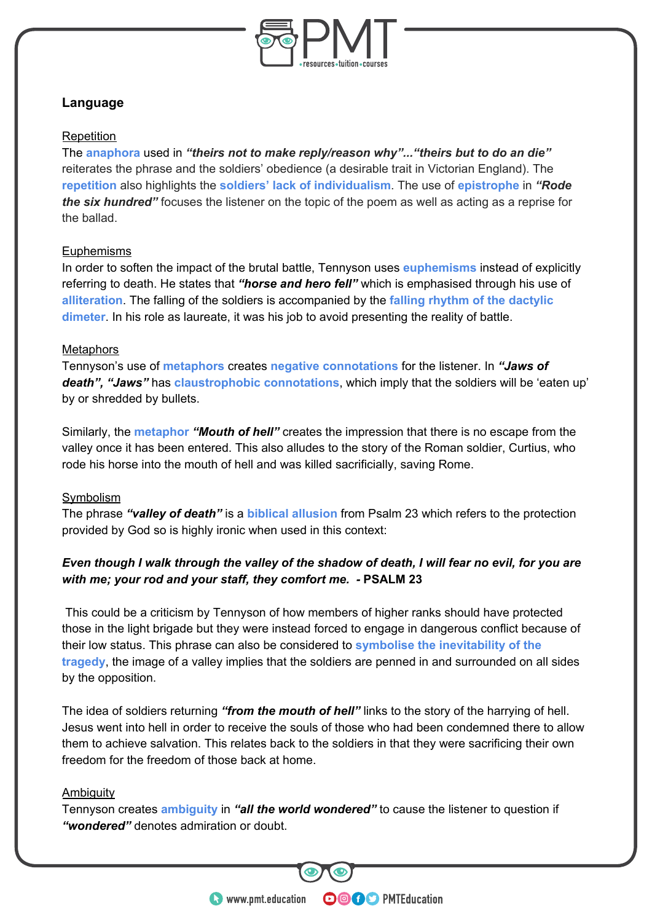## Language

### Repetition

The **anaphora** used in ***"theirs not to make reply/reason why"...*"theirs but to do an die"*** reiterates the phrase and the soldiers' obedience (a desirable trait in Victorian England). The **repetition** also highlights the **soldiers' lack of individualism**. The use of **epistrophe** in ***"Rode the six hundred"*** focuses the listener on the topic of the poem as well as acting as a reprise for the ballad.

### Euphemisms

In order to soften the impact of the brutal battle, Tennyson uses **euphemisms** instead of explicitly referring to death. He states that ***"horse and hero fell"*** which is emphasised through his use of **alliteration**. The falling of the soldiers is accompanied by the **falling rhythm of the dactylic dimeter**. In his role as laureate, it was his job to avoid presenting the reality of battle.

### Metaphors

Tennyson's use of **metaphors** creates **negative connotations** for the listener. In ***"Jaws of death", "Jaws"*** has **claustrophobic connotations**, which imply that the soldiers will be 'eaten up' by or shredded by bullets.

Similarly, the **metaphor** ***"Mouth of hell"*** creates the impression that there is no escape from the valley once it has been entered. This also alludes to the story of the Roman soldier, Curtius, who rode his horse into the mouth of hell and was killed sacrificially, saving Rome.

### Symbolism

The phrase ***"valley of death"*** is a **biblical allusion** from Psalm 23 which refers to the protection provided by God so is highly ironic when used in this context:

***Even though I walk through the valley of the shadow of death, I will fear no evil, for you are with me; your rod and your staff, they comfort me.*** **- PSALM 23**

This could be a criticism by Tennyson of how members of higher ranks should have protected those in the light brigade but they were instead forced to engage in dangerous conflict because of their low status. This phrase can also be considered to **symbolise the inevitability of the tragedy**, the image of a valley implies that the soldiers are penned in and surrounded on all sides by the opposition.

The idea of soldiers returning ***"from the mouth of hell"*** links to the story of the harrying of hell. Jesus went into hell in order to receive the souls of those who had been condemned there to allow them to achieve salvation. This relates back to the soldiers in that they were sacrificing their own freedom for the freedom of those back at home.

### Ambiguity

Tennyson creates **ambiguity** in ***"all the world wondered"*** to cause the listener to question if ***"wondered"*** denotes admiration or doubt.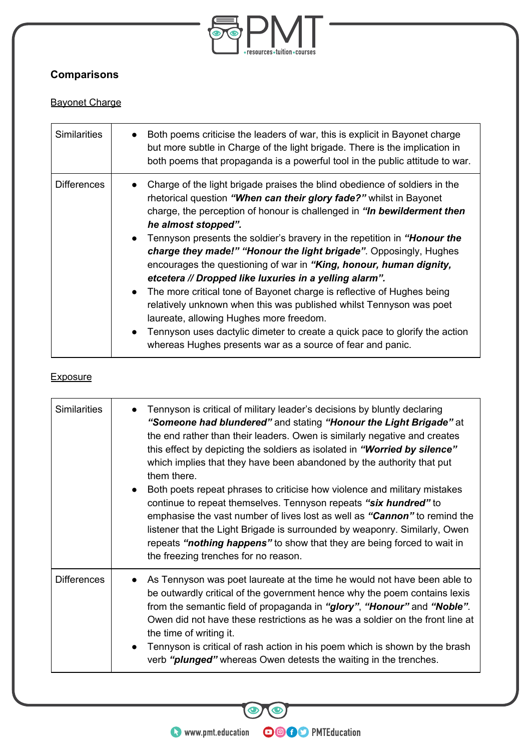## Comparisons

<u>Bayonet Charge</u>

| | |
|---|---|
| Similarities | • Both poems criticise the leaders of war, this is explicit in Bayonet charge but more subtle in Charge of the light brigade. There is the implication in both poems that propaganda is a powerful tool in the public attitude to war. |
| Differences | • Charge of the light brigade praises the blind obedience of soldiers in the rhetorical question ***"When can their glory fade?"*** whilst in Bayonet charge, the perception of honour is challenged in ***"In bewilderment then he almost stopped".***<br>• Tennyson presents the soldier's bravery in the repetition in ***"Honour the charge they made!" "Honour the light brigade"***. Opposingly, Hughes encourages the questioning of war in ***"King, honour, human dignity, etcetera // Dropped like luxuries in a yelling alarm".***<br>• The more critical tone of Bayonet charge is reflective of Hughes being relatively unknown when this was published whilst Tennyson was poet laureate, allowing Hughes more freedom.<br>• Tennyson uses dactylic dimeter to create a quick pace to glorify the action whereas Hughes presents war as a source of fear and panic. |

<u>Exposure</u>

| | |
|---|---|
| Similarities | • Tennyson is critical of military leader's decisions by bluntly declaring ***"Someone had blundered"*** and stating ***"Honour the Light Brigade"*** at the end rather than their leaders. Owen is similarly negative and creates this effect by depicting the soldiers as isolated in ***"Worried by silence"*** which implies that they have been abandoned by the authority that put them there.<br>• Both poets repeat phrases to criticise how violence and military mistakes continue to repeat themselves. Tennyson repeats ***"six hundred"*** to emphasise the vast number of lives lost as well as ***"Cannon"*** to remind the listener that the Light Brigade is surrounded by weaponry. Similarly, Owen repeats ***"nothing happens"*** to show that they are being forced to wait in the freezing trenches for no reason. |
| Differences | • As Tennyson was poet laureate at the time he would not have been able to be outwardly critical of the government hence why the poem contains lexis from the semantic field of propaganda in ***"glory"***, ***"Honour"*** and ***"Noble"***. Owen did not have these restrictions as he was a soldier on the front line at the time of writing it.<br>• Tennyson is critical of rash action in his poem which is shown by the brash verb ***"plunged"*** whereas Owen detests the waiting in the trenches. |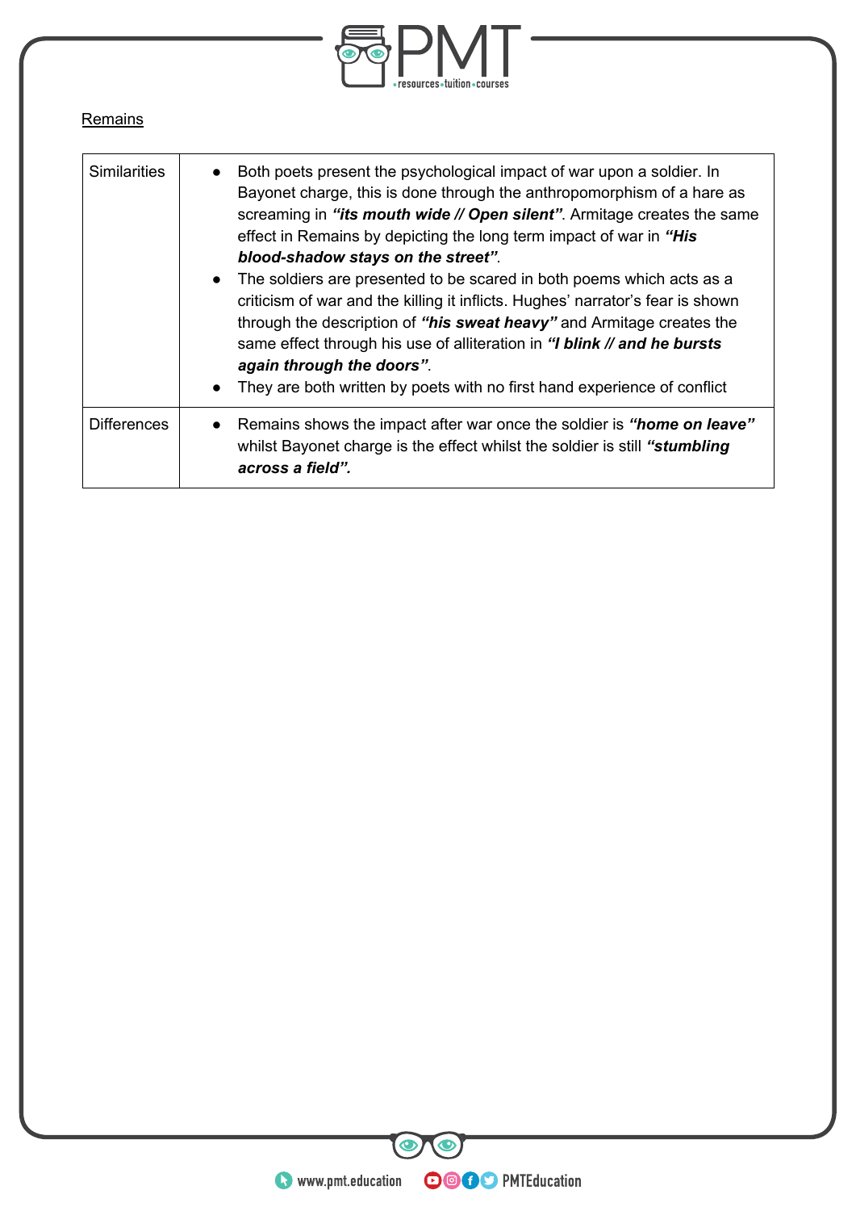Remains

| | |
|---|---|
| Similarities | • Both poets present the psychological impact of war upon a soldier. In Bayonet charge, this is done through the anthropomorphism of a hare as screaming in ***"its mouth wide // Open silent"***. Armitage creates the same effect in Remains by depicting the long term impact of war in ***"His blood-shadow stays on the street"***.<br>• The soldiers are presented to be scared in both poems which acts as a criticism of war and the killing it inflicts. Hughes' narrator's fear is shown through the description of ***"his sweat heavy"*** and Armitage creates the same effect through his use of alliteration in ***"I blink // and he bursts again through the doors"***.<br>• They are both written by poets with no first hand experience of conflict |
| Differences | • Remains shows the impact after war once the soldier is ***"home on leave"*** whilst Bayonet charge is the effect whilst the soldier is still ***"stumbling across a field".*** |